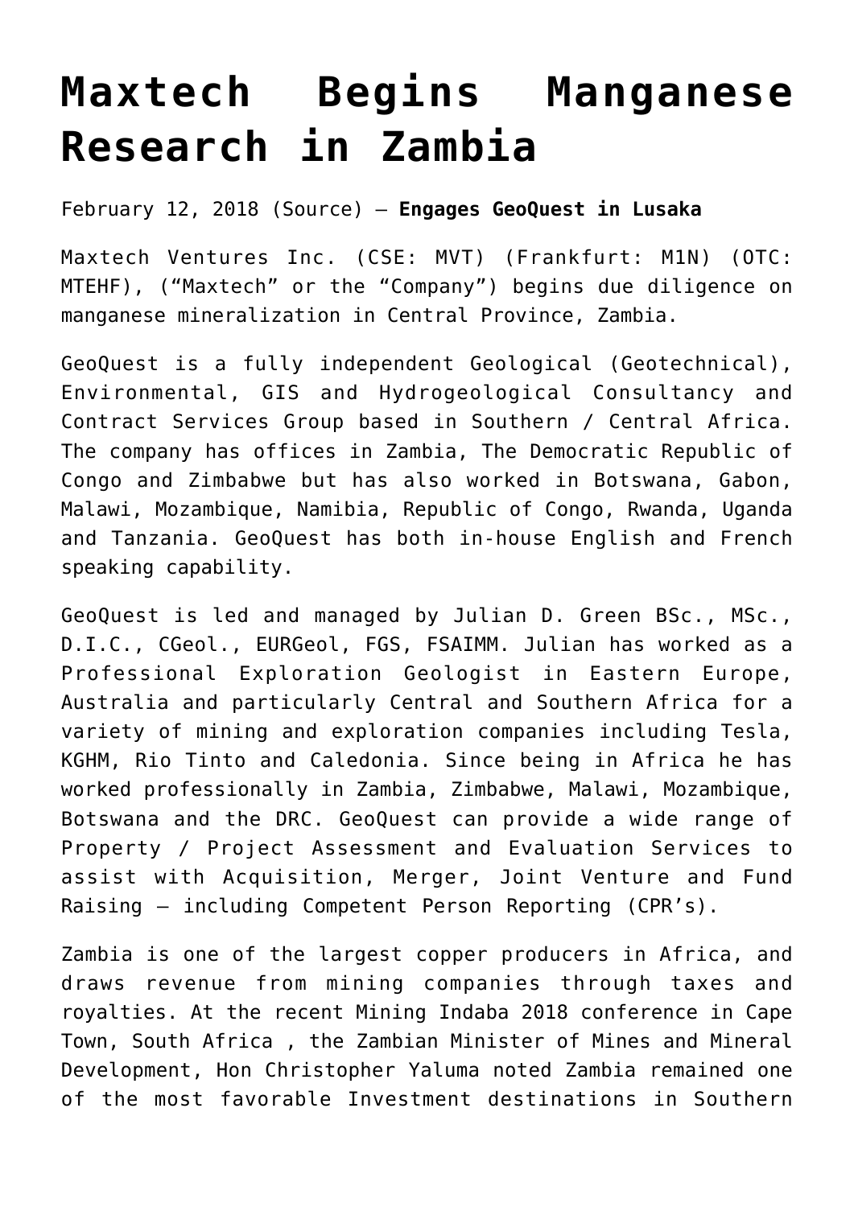# Maxtech Begins Manganese Research in Zambia

February 12, 2018 (Source) — **Engages GeoQuest in Lusaka**

Maxtech Ventures Inc. (CSE: MVT) (Frankfurt: M1N) (OTC: MTEHF), ("Maxtech" or the "Company") begins due diligence on manganese mineralization in Central Province, Zambia.

GeoQuest is a fully independent Geological (Geotechnical), Environmental, GIS and Hydrogeological Consultancy and Contract Services Group based in Southern / Central Africa. The company has offices in Zambia, The Democratic Republic of Congo and Zimbabwe but has also worked in Botswana, Gabon, Malawi, Mozambique, Namibia, Republic of Congo, Rwanda, Uganda and Tanzania. GeoQuest has both in-house English and French speaking capability.

GeoQuest is led and managed by Julian D. Green BSc., MSc., D.I.C., CGeol., EURGeol, FGS, FSAIMM. Julian has worked as a Professional Exploration Geologist in Eastern Europe, Australia and particularly Central and Southern Africa for a variety of mining and exploration companies including Tesla, KGHM, Rio Tinto and Caledonia. Since being in Africa he has worked professionally in Zambia, Zimbabwe, Malawi, Mozambique, Botswana and the DRC. GeoQuest can provide a wide range of Property / Project Assessment and Evaluation Services to assist with Acquisition, Merger, Joint Venture and Fund Raising – including Competent Person Reporting (CPR's).

Zambia is one of the largest copper producers in Africa, and draws revenue from mining companies through taxes and royalties. At the recent Mining Indaba 2018 conference in Cape Town, South Africa , the Zambian Minister of Mines and Mineral Development, Hon Christopher Yaluma noted Zambia remained one of the most favorable Investment destinations in Southern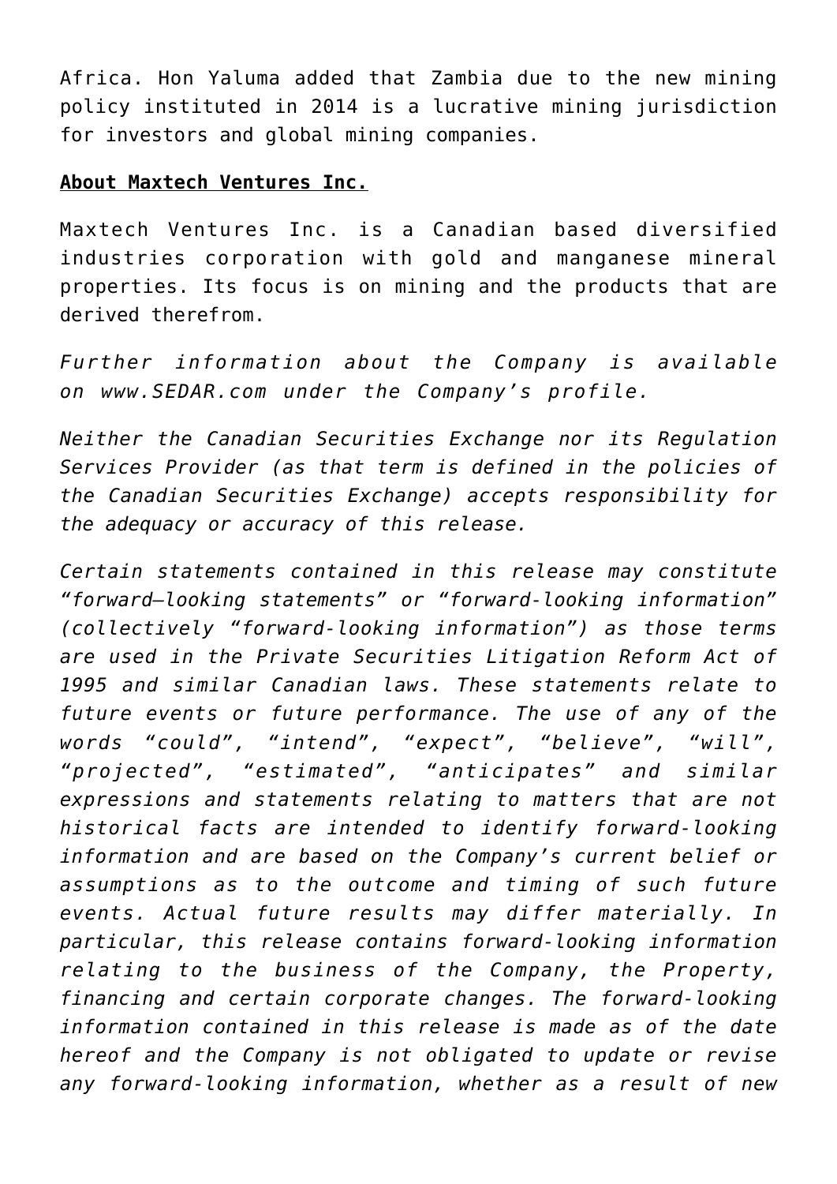Africa. Hon Yaluma added that Zambia due to the new mining policy instituted in 2014 is a lucrative mining jurisdiction for investors and global mining companies.

**About Maxtech Ventures Inc.**

Maxtech Ventures Inc. is a Canadian based diversified industries corporation with gold and manganese mineral properties. Its focus is on mining and the products that are derived therefrom.

*Further information about the Company is available on www.SEDAR.com under the Company's profile.*

*Neither the Canadian Securities Exchange nor its Regulation Services Provider (as that term is defined in the policies of the Canadian Securities Exchange) accepts responsibility for the adequacy or accuracy of this release.*

*Certain statements contained in this release may constitute "forward–looking statements" or "forward-looking information" (collectively "forward-looking information") as those terms are used in the Private Securities Litigation Reform Act of 1995 and similar Canadian laws. These statements relate to future events or future performance. The use of any of the words "could", "intend", "expect", "believe", "will", "projected", "estimated", "anticipates" and similar expressions and statements relating to matters that are not historical facts are intended to identify forward-looking information and are based on the Company's current belief or assumptions as to the outcome and timing of such future events. Actual future results may differ materially. In particular, this release contains forward-looking information relating to the business of the Company, the Property, financing and certain corporate changes. The forward-looking information contained in this release is made as of the date hereof and the Company is not obligated to update or revise any forward-looking information, whether as a result of new*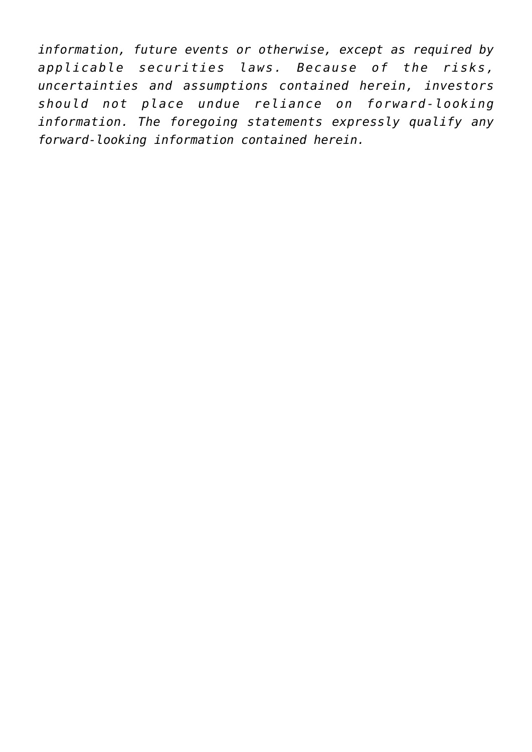*information, future events or otherwise, except as required by applicable securities laws. Because of the risks, uncertainties and assumptions contained herein, investors should not place undue reliance on forward-looking information. The foregoing statements expressly qualify any forward-looking information contained herein.*